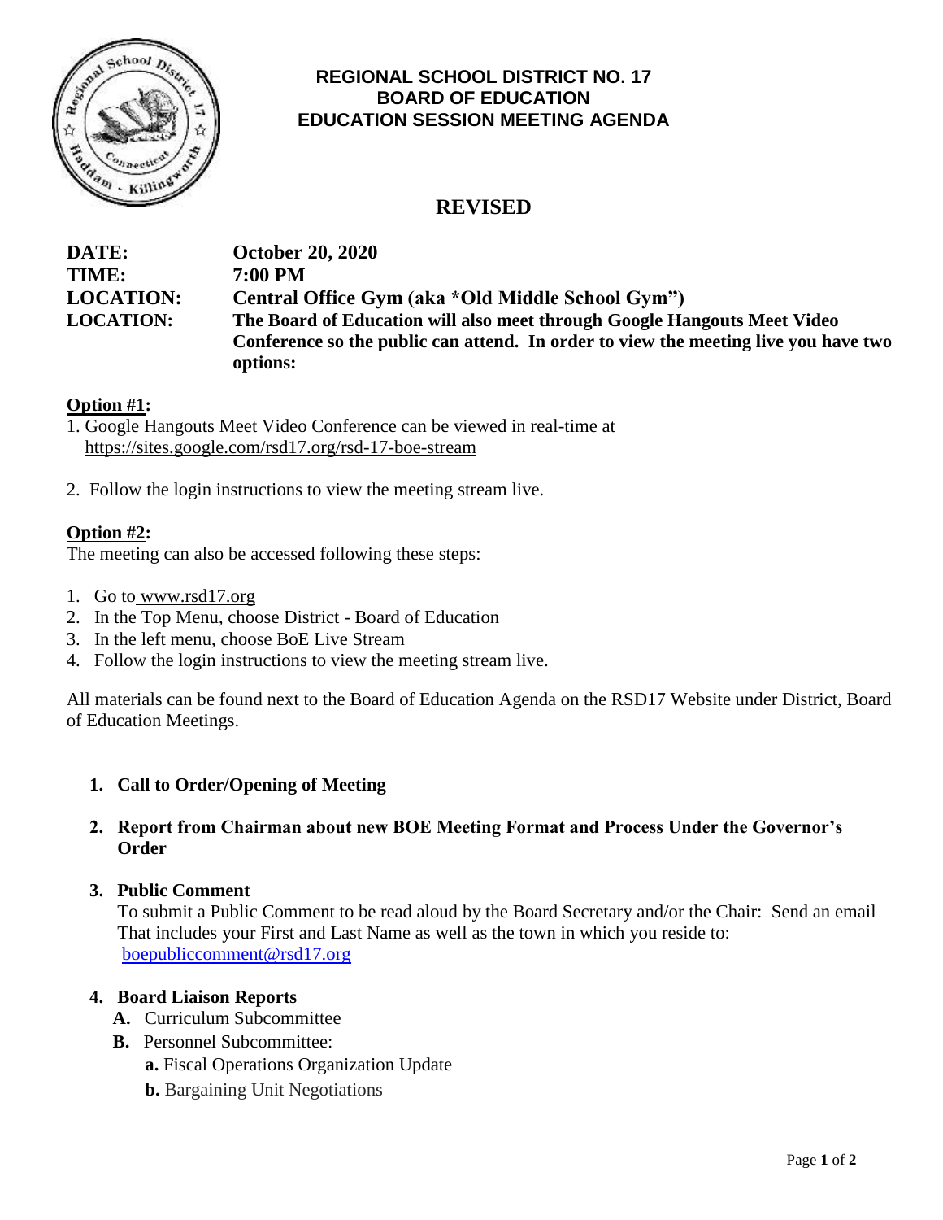# REGIONAL SCHOOL DISTRICT NO. 17
## BOARD OF EDUCATION
## EDUCATION SESSION MEETING AGENDA

## REVISED

**DATE:** October 20, 2020
**TIME:** 7:00 PM
**LOCATION:** Central Office Gym (aka *Old Middle School Gym")
**LOCATION:** The Board of Education will also meet through Google Hangouts Meet Video Conference so the public can attend. In order to view the meeting live you have two options:

**Option #1:**

1. Google Hangouts Meet Video Conference can be viewed in real-time at https://sites.google.com/rsd17.org/rsd-17-boe-stream
2. Follow the login instructions to view the meeting stream live.

**Option #2:**

The meeting can also be accessed following these steps:

1. Go to www.rsd17.org
2. In the Top Menu, choose District - Board of Education
3. In the left menu, choose BoE Live Stream
4. Follow the login instructions to view the meeting stream live.

All materials can be found next to the Board of Education Agenda on the RSD17 Website under District, Board of Education Meetings.

1. **Call to Order/Opening of Meeting**
2. **Report from Chairman about new BOE Meeting Format and Process Under the Governor's Order**
3. **Public Comment**
   To submit a Public Comment to be read aloud by the Board Secretary and/or the Chair: Send an email That includes your First and Last Name as well as the town in which you reside to: boepubliccomment@rsd17.org
4. **Board Liaison Reports**
   - **A.** Curriculum Subcommittee
   - **B.** Personnel Subcommittee:
     - **a.** Fiscal Operations Organization Update
     - **b.** Bargaining Unit Negotiations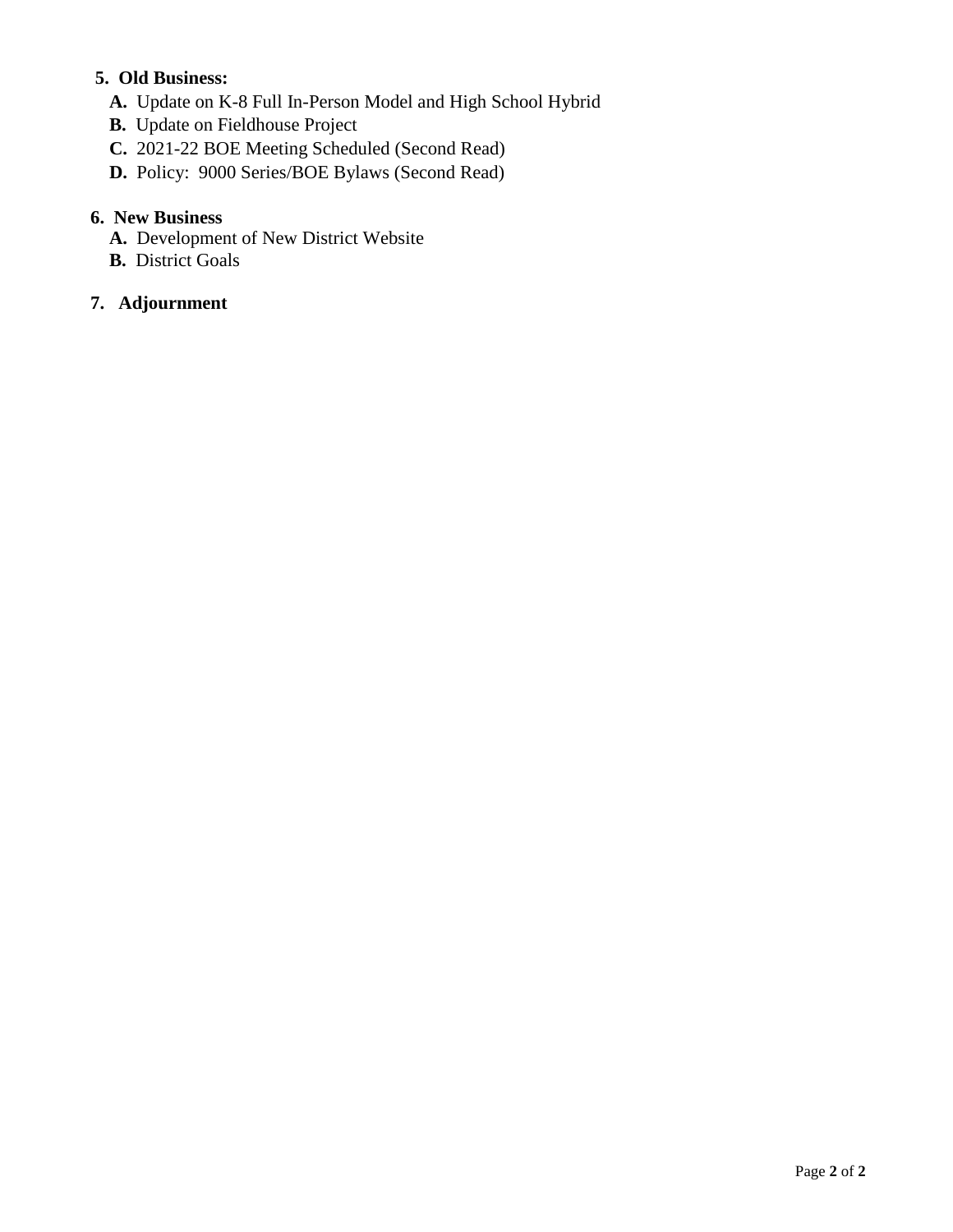**5. Old Business:**

- **A.** Update on K-8 Full In-Person Model and High School Hybrid
- **B.** Update on Fieldhouse Project
- **C.** 2021-22 BOE Meeting Scheduled (Second Read)
- **D.** Policy: 9000 Series/BOE Bylaws (Second Read)

**6. New Business**

- **A.** Development of New District Website
- **B.** District Goals

**7. Adjournment**